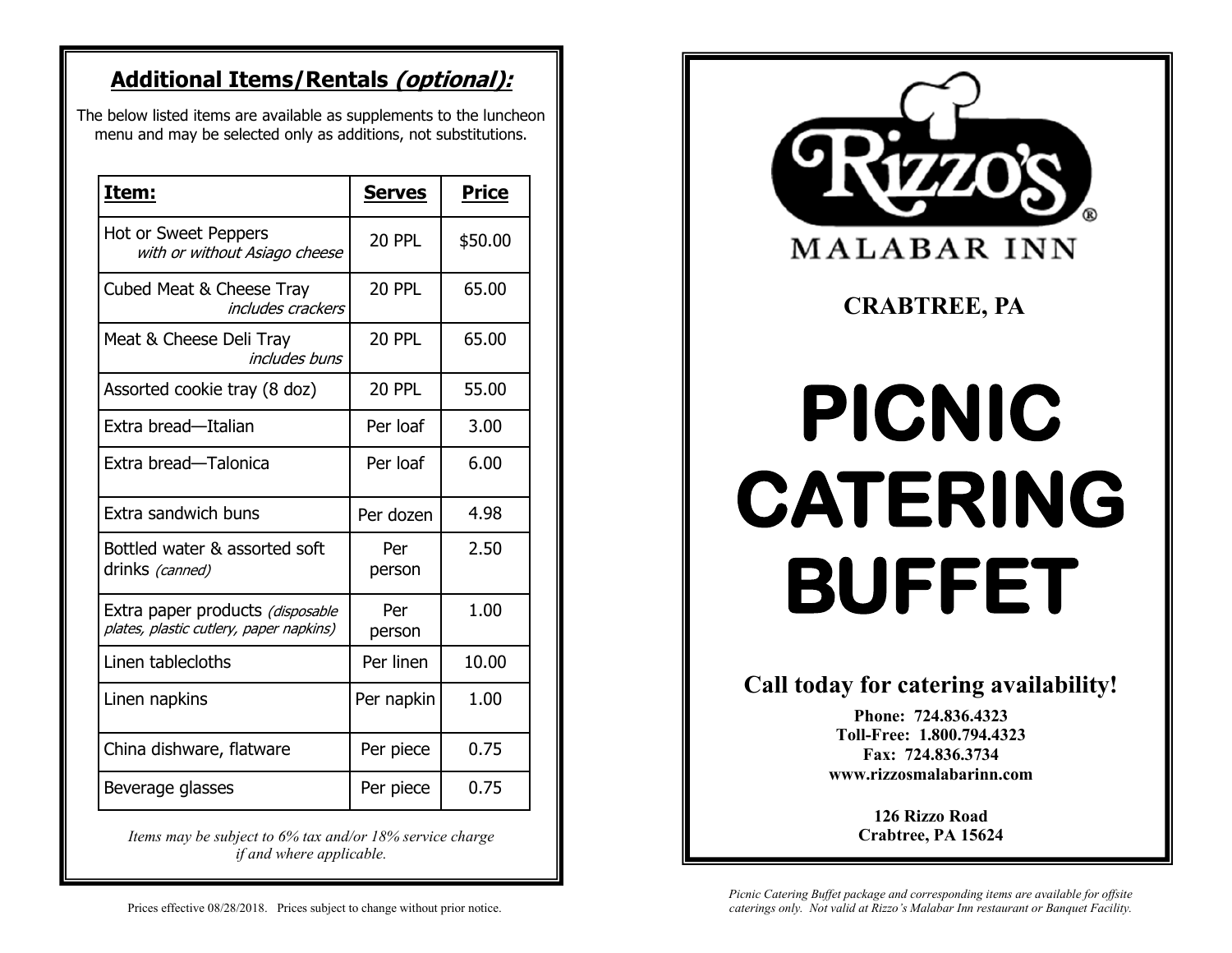## **Additional Items/Rentals *(optional):***

The below listed items are available as supplements to the luncheon menu and may be selected only as additions, not substitutions.

| **Item:** | **Serves** | **Price** |
|---|---|---|
| Hot or Sweet Peppers *with or without Asiago cheese* | 20 PPL | $50.00 |
| Cubed Meat & Cheese Tray *includes crackers* | 20 PPL | 65.00 |
| Meat & Cheese Deli Tray *includes buns* | 20 PPL | 65.00 |
| Assorted cookie tray (8 doz) | 20 PPL | 55.00 |
| Extra bread—Italian | Per loaf | 3.00 |
| Extra bread—Talonica | Per loaf | 6.00 |
| Extra sandwich buns | Per dozen | 4.98 |
| Bottled water & assorted soft drinks *(canned)* | Per person | 2.50 |
| Extra paper products *(disposable plates, plastic cutlery, paper napkins)* | Per person | 1.00 |
| Linen tablecloths | Per linen | 10.00 |
| Linen napkins | Per napkin | 1.00 |
| China dishware, flatware | Per piece | 0.75 |
| Beverage glasses | Per piece | 0.75 |

*Items may be subject to 6% tax and/or 18% service charge if and where applicable.*

Prices effective 08/28/2018. Prices subject to change without prior notice.

Rizzo's®

MALABAR INN

**CRABTREE, PA**

# PICNIC CATERING BUFFET

**Call today for catering availability!**

**Phone: 724.836.4323**
**Toll-Free: 1.800.794.4323**
**Fax: 724.836.3734**
**www.rizzosmalabarinn.com**

**126 Rizzo Road**
**Crabtree, PA 15624**

*Picnic Catering Buffet package and corresponding items are available for offsite caterings only. Not valid at Rizzo's Malabar Inn restaurant or Banquet Facility.*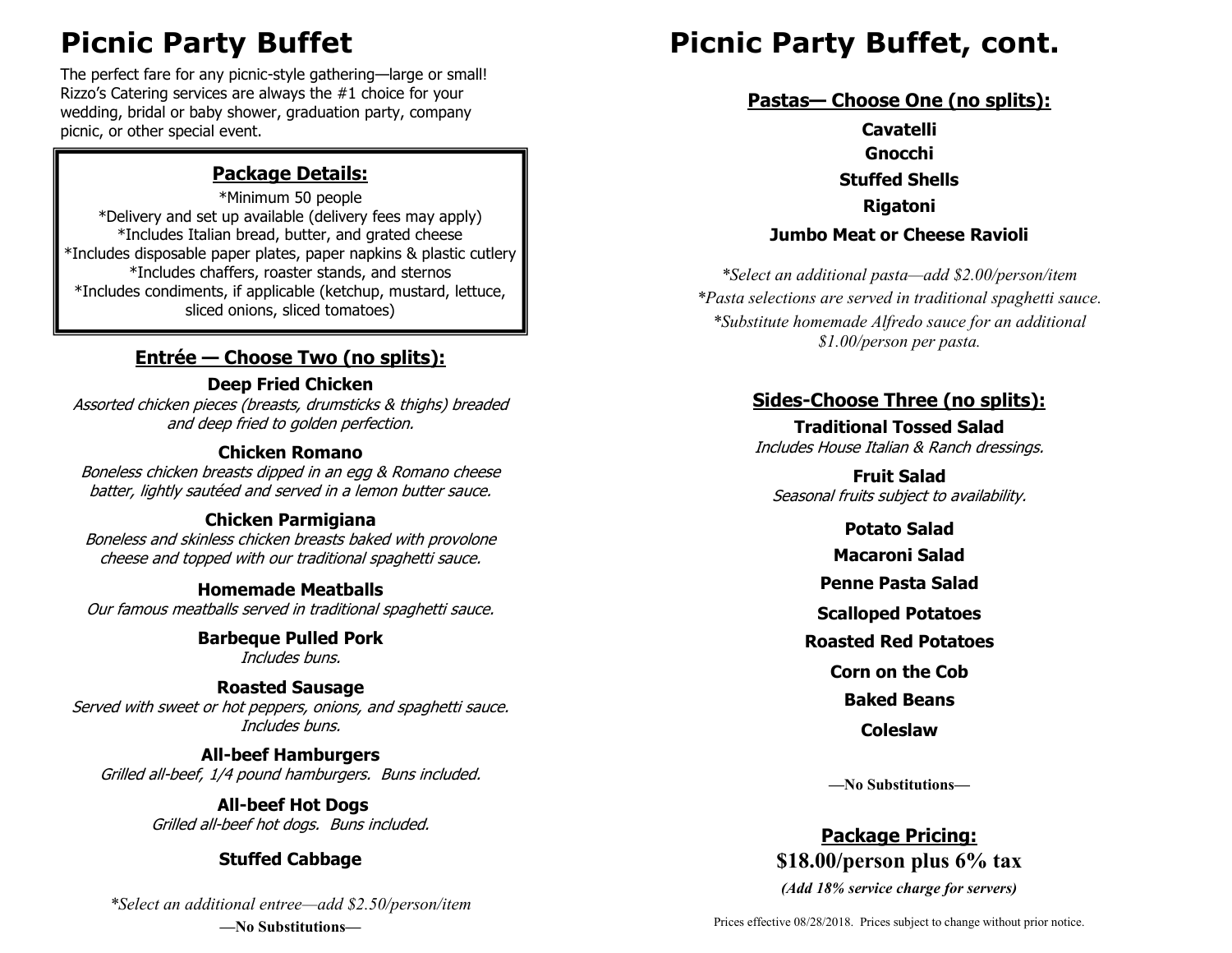# Picnic Party Buffet

The perfect fare for any picnic-style gathering—large or small! Rizzo's Catering services are always the #1 choice for your wedding, bridal or baby shower, graduation party, company picnic, or other special event.

## Package Details:

*Minimum 50 people
*Delivery and set up available (delivery fees may apply)
*Includes Italian bread, butter, and grated cheese
*Includes disposable paper plates, paper napkins & plastic cutlery
*Includes chaffers, roaster stands, and sternos
*Includes condiments, if applicable (ketchup, mustard, lettuce, sliced onions, sliced tomatoes)

## Entrée — Choose Two (no splits):

**Deep Fried Chicken**
*Assorted chicken pieces (breasts, drumsticks & thighs) breaded and deep fried to golden perfection.*

**Chicken Romano**
*Boneless chicken breasts dipped in an egg & Romano cheese batter, lightly sautéed and served in a lemon butter sauce.*

**Chicken Parmigiana**
*Boneless and skinless chicken breasts baked with provolone cheese and topped with our traditional spaghetti sauce.*

**Homemade Meatballs**
*Our famous meatballs served in traditional spaghetti sauce.*

**Barbeque Pulled Pork**
*Includes buns.*

**Roasted Sausage**
*Served with sweet or hot peppers, onions, and spaghetti sauce. Includes buns.*

**All-beef Hamburgers**
*Grilled all-beef, 1/4 pound hamburgers. Buns included.*

**All-beef Hot Dogs**
*Grilled all-beef hot dogs. Buns included.*

**Stuffed Cabbage**

*\*Select an additional entree—add $2.50/person/item*

**—No Substitutions—**

# Picnic Party Buffet, cont.

## Pastas— Choose One (no splits):

**Cavatelli**
**Gnocchi**
**Stuffed Shells**
**Rigatoni**
**Jumbo Meat or Cheese Ravioli**

*\*Select an additional pasta—add $2.00/person/item*
*\*Pasta selections are served in traditional spaghetti sauce.*
*\*Substitute homemade Alfredo sauce for an additional $1.00/person per pasta.*

## Sides-Choose Three (no splits):

**Traditional Tossed Salad**
*Includes House Italian & Ranch dressings.*

**Fruit Salad**
*Seasonal fruits subject to availability.*

**Potato Salad**
**Macaroni Salad**
**Penne Pasta Salad**
**Scalloped Potatoes**
**Roasted Red Potatoes**
**Corn on the Cob**
**Baked Beans**
**Coleslaw**

**—No Substitutions—**

## Package Pricing:

**$18.00/person plus 6% tax**

***(Add 18% service charge for servers)***

Prices effective 08/28/2018. Prices subject to change without prior notice.